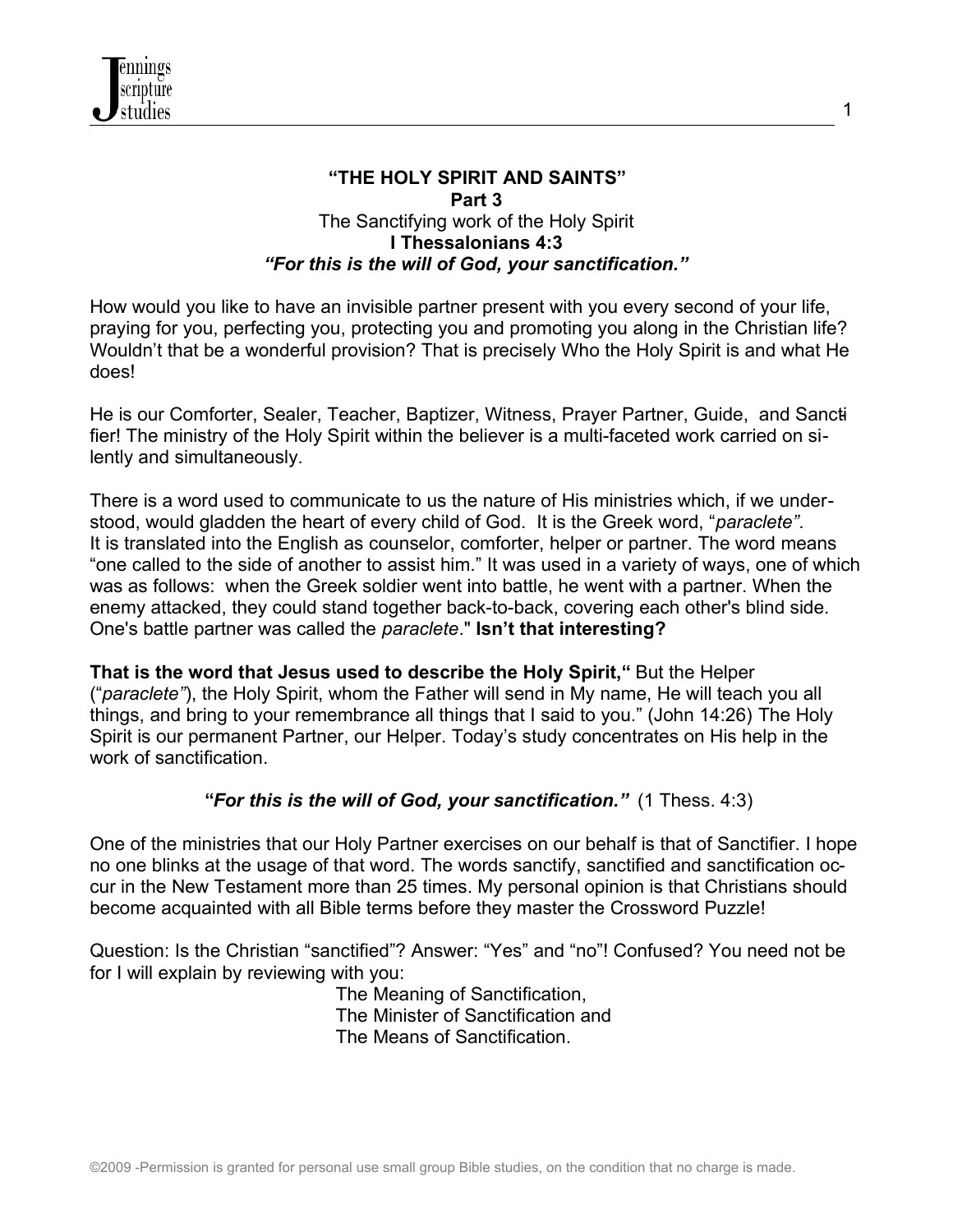## "THE HOLY SPIRIT AND SAINTS"

**Part 3**

The Sanctifying work of the Holy Spirit

**I Thessalonians 4:3**

***"For this is the will of God, your sanctification."***

How would you like to have an invisible partner present with you every second of your life, praying for you, perfecting you, protecting you and promoting you along in the Christian life? Wouldn't that be a wonderful provision? That is precisely Who the Holy Spirit is and what He does!

He is our Comforter, Sealer, Teacher, Baptizer, Witness, Prayer Partner, Guide, and Sanctifier! The ministry of the Holy Spirit within the believer is a multi-faceted work carried on silently and simultaneously.

There is a word used to communicate to us the nature of His ministries which, if we understood, would gladden the heart of every child of God. It is the Greek word, "*paraclete"*. It is translated into the English as counselor, comforter, helper or partner. The word means "one called to the side of another to assist him." It was used in a variety of ways, one of which was as follows: when the Greek soldier went into battle, he went with a partner. When the enemy attacked, they could stand together back-to-back, covering each other's blind side. One's battle partner was called the *paraclete*." **Isn't that interesting?**

**That is the word that Jesus used to describe the Holy Spirit,"** But the Helper ("*paraclete"*), the Holy Spirit, whom the Father will send in My name, He will teach you all things, and bring to your remembrance all things that I said to you." (John 14:26) The Holy Spirit is our permanent Partner, our Helper. Today's study concentrates on His help in the work of sanctification.

***"For this is the will of God, your sanctification."*** (1 Thess. 4:3)

One of the ministries that our Holy Partner exercises on our behalf is that of Sanctifier. I hope no one blinks at the usage of that word. The words sanctify, sanctified and sanctification occur in the New Testament more than 25 times. My personal opinion is that Christians should become acquainted with all Bible terms before they master the Crossword Puzzle!

Question: Is the Christian "sanctified"? Answer: "Yes" and "no"! Confused? You need not be for I will explain by reviewing with you:

The Meaning of Sanctification,  
The Minister of Sanctification and  
The Means of Sanctification.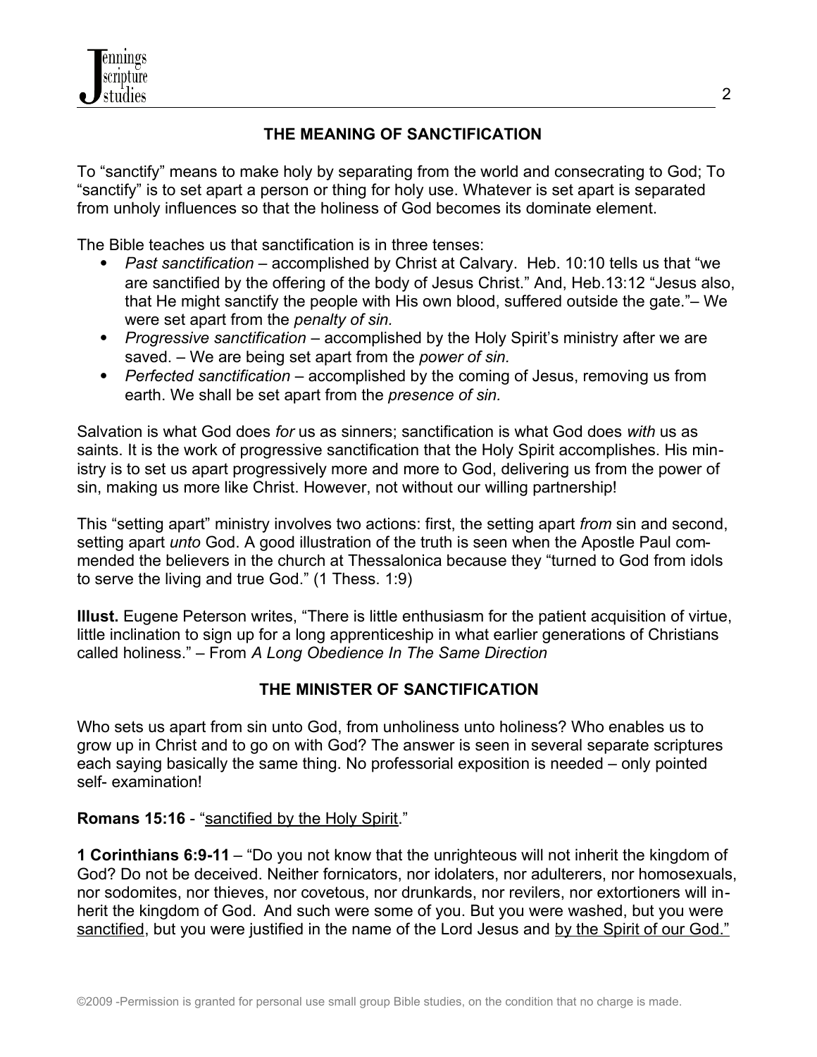## THE MEANING OF SANCTIFICATION

To "sanctify" means to make holy by separating from the world and consecrating to God; To "sanctify" is to set apart a person or thing for holy use. Whatever is set apart is separated from unholy influences so that the holiness of God becomes its dominate element.

The Bible teaches us that sanctification is in three tenses:

- *Past sanctification* – accomplished by Christ at Calvary. Heb. 10:10 tells us that "we are sanctified by the offering of the body of Jesus Christ." And, Heb.13:12 "Jesus also, that He might sanctify the people with His own blood, suffered outside the gate."– We were set apart from the *penalty of sin.*
- *Progressive sanctification* – accomplished by the Holy Spirit's ministry after we are saved. – We are being set apart from the *power of sin.*
- *Perfected sanctification* – accomplished by the coming of Jesus, removing us from earth. We shall be set apart from the *presence of sin.*

Salvation is what God does *for* us as sinners; sanctification is what God does *with* us as saints. It is the work of progressive sanctification that the Holy Spirit accomplishes. His ministry is to set us apart progressively more and more to God, delivering us from the power of sin, making us more like Christ. However, not without our willing partnership!

This "setting apart" ministry involves two actions: first, the setting apart *from* sin and second, setting apart *unto* God. A good illustration of the truth is seen when the Apostle Paul commended the believers in the church at Thessalonica because they "turned to God from idols to serve the living and true God." (1 Thess. 1:9)

**Illust.** Eugene Peterson writes, "There is little enthusiasm for the patient acquisition of virtue, little inclination to sign up for a long apprenticeship in what earlier generations of Christians called holiness." – From *A Long Obedience In The Same Direction*

## THE MINISTER OF SANCTIFICATION

Who sets us apart from sin unto God, from unholiness unto holiness? Who enables us to grow up in Christ and to go on with God? The answer is seen in several separate scriptures each saying basically the same thing. No professorial exposition is needed – only pointed self- examination!

**Romans 15:16** - "<u>sanctified by the Holy Spirit</u>."

**1 Corinthians 6:9-11** – "Do you not know that the unrighteous will not inherit the kingdom of God? Do not be deceived. Neither fornicators, nor idolaters, nor adulterers, nor homosexuals, nor sodomites, nor thieves, nor covetous, nor drunkards, nor revilers, nor extortioners will inherit the kingdom of God. And such were some of you. But you were washed, but you were <u>sanctified</u>, but you were justified in the name of the Lord Jesus and <u>by the Spirit of our God."</u>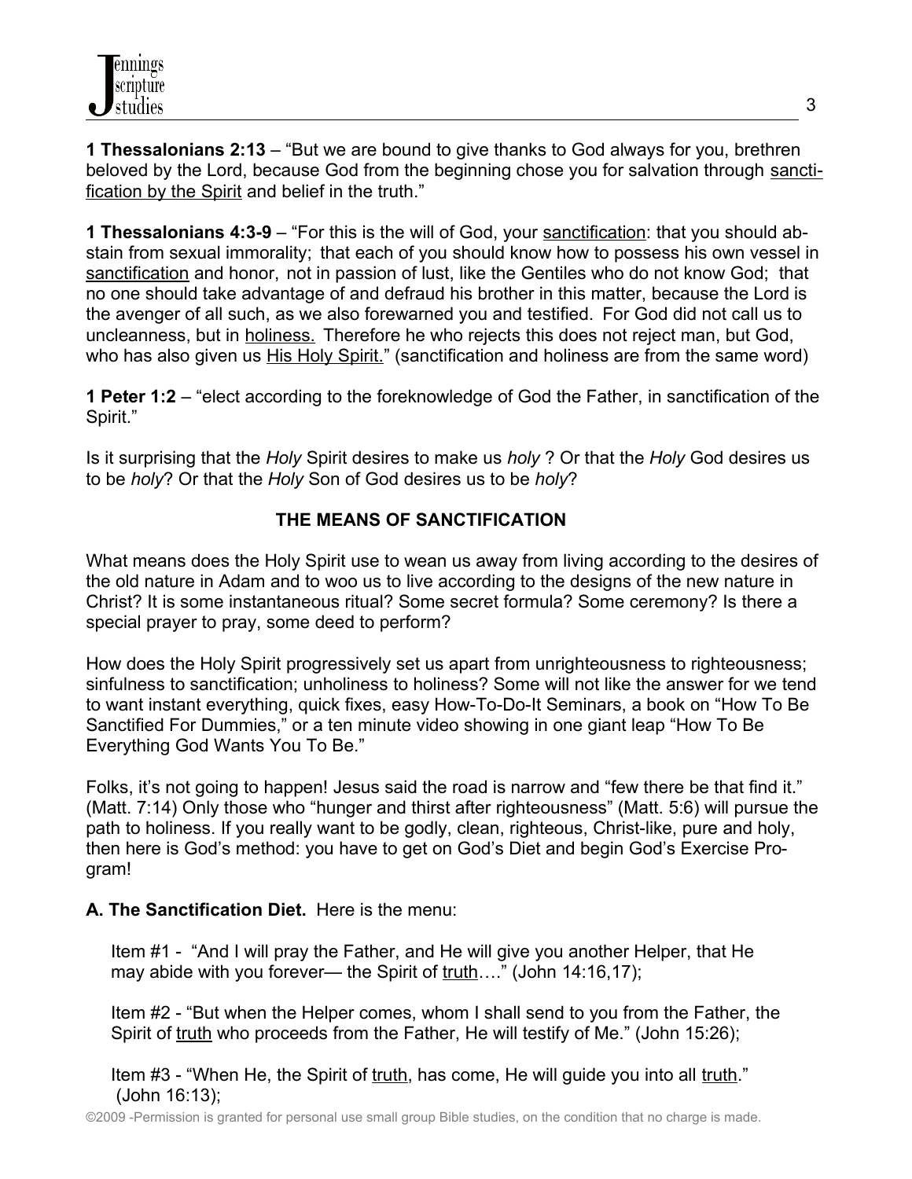**1 Thessalonians 2:13** – "But we are bound to give thanks to God always for you, brethren beloved by the Lord, because God from the beginning chose you for salvation through <u>sanctification by the Spirit</u> and belief in the truth."

**1 Thessalonians 4:3-9** – "For this is the will of God, your <u>sanctification</u>: that you should abstain from sexual immorality; that each of you should know how to possess his own vessel in <u>sanctification</u> and honor, not in passion of lust, like the Gentiles who do not know God; that no one should take advantage of and defraud his brother in this matter, because the Lord is the avenger of all such, as we also forewarned you and testified. For God did not call us to uncleanness, but in <u>holiness.</u> Therefore he who rejects this does not reject man, but God, who has also given us <u>His Holy Spirit.</u>" (sanctification and holiness are from the same word)

**1 Peter 1:2** – "elect according to the foreknowledge of God the Father, in sanctification of the Spirit."

Is it surprising that the *Holy* Spirit desires to make us *holy* ? Or that the *Holy* God desires us to be *holy*? Or that the *Holy* Son of God desires us to be *holy*?

## THE MEANS OF SANCTIFICATION

What means does the Holy Spirit use to wean us away from living according to the desires of the old nature in Adam and to woo us to live according to the designs of the new nature in Christ? It is some instantaneous ritual? Some secret formula? Some ceremony? Is there a special prayer to pray, some deed to perform?

How does the Holy Spirit progressively set us apart from unrighteousness to righteousness; sinfulness to sanctification; unholiness to holiness? Some will not like the answer for we tend to want instant everything, quick fixes, easy How-To-Do-It Seminars, a book on "How To Be Sanctified For Dummies," or a ten minute video showing in one giant leap "How To Be Everything God Wants You To Be."

Folks, it's not going to happen! Jesus said the road is narrow and "few there be that find it." (Matt. 7:14) Only those who "hunger and thirst after righteousness" (Matt. 5:6) will pursue the path to holiness. If you really want to be godly, clean, righteous, Christ-like, pure and holy, then here is God's method: you have to get on God's Diet and begin God's Exercise Program!

**A. The Sanctification Diet.** Here is the menu:

Item #1 - "And I will pray the Father, and He will give you another Helper, that He may abide with you forever— the Spirit of <u>truth</u>…." (John 14:16,17);

Item #2 - "But when the Helper comes, whom I shall send to you from the Father, the Spirit of <u>truth</u> who proceeds from the Father, He will testify of Me." (John 15:26);

Item #3 - "When He, the Spirit of <u>truth</u>, has come, He will guide you into all <u>truth</u>." (John 16:13);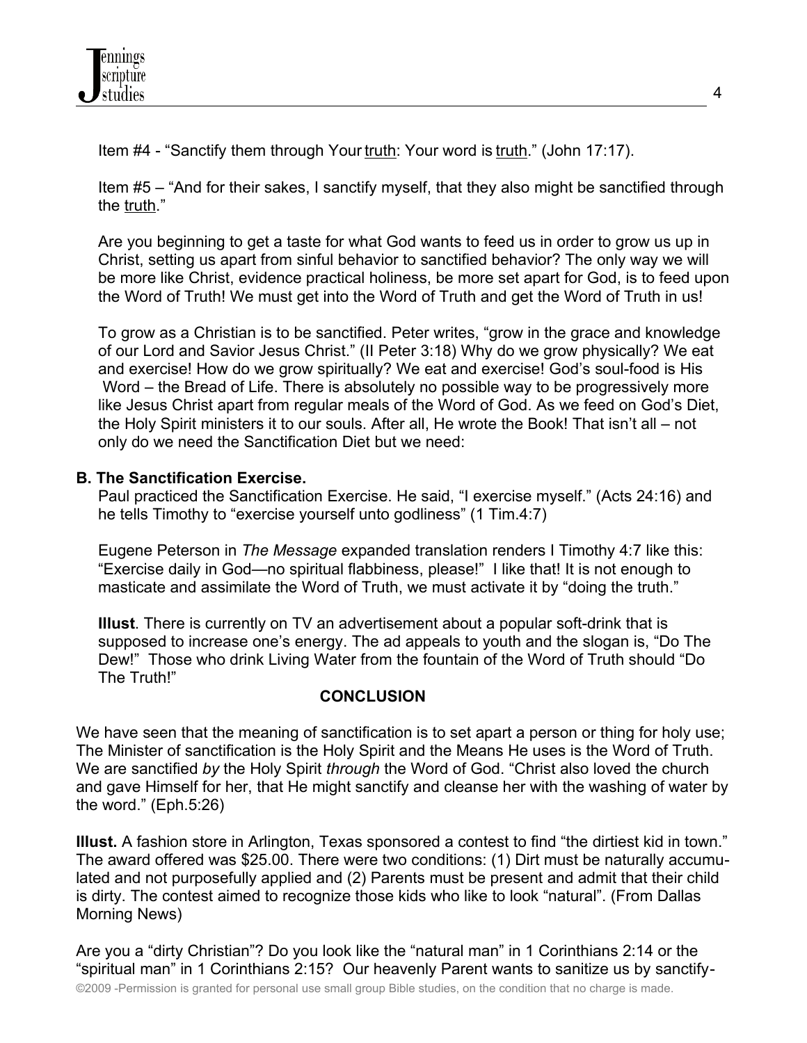Item #4 - "Sanctify them through Your truth: Your word is truth." (John 17:17).

Item #5 – "And for their sakes, I sanctify myself, that they also might be sanctified through the truth."

Are you beginning to get a taste for what God wants to feed us in order to grow us up in Christ, setting us apart from sinful behavior to sanctified behavior? The only way we will be more like Christ, evidence practical holiness, be more set apart for God, is to feed upon the Word of Truth! We must get into the Word of Truth and get the Word of Truth in us!

To grow as a Christian is to be sanctified. Peter writes, "grow in the grace and knowledge of our Lord and Savior Jesus Christ." (II Peter 3:18) Why do we grow physically? We eat and exercise! How do we grow spiritually? We eat and exercise! God's soul-food is His Word – the Bread of Life. There is absolutely no possible way to be progressively more like Jesus Christ apart from regular meals of the Word of God. As we feed on God's Diet, the Holy Spirit ministers it to our souls. After all, He wrote the Book! That isn't all – not only do we need the Sanctification Diet but we need:

**B. The Sanctification Exercise.**

Paul practiced the Sanctification Exercise. He said, "I exercise myself." (Acts 24:16) and he tells Timothy to "exercise yourself unto godliness" (1 Tim.4:7)

Eugene Peterson in *The Message* expanded translation renders I Timothy 4:7 like this: "Exercise daily in God—no spiritual flabbiness, please!" I like that! It is not enough to masticate and assimilate the Word of Truth, we must activate it by "doing the truth."

**Illust**. There is currently on TV an advertisement about a popular soft-drink that is supposed to increase one's energy. The ad appeals to youth and the slogan is, "Do The Dew!" Those who drink Living Water from the fountain of the Word of Truth should "Do The Truth!"

**CONCLUSION**

We have seen that the meaning of sanctification is to set apart a person or thing for holy use; The Minister of sanctification is the Holy Spirit and the Means He uses is the Word of Truth. We are sanctified *by* the Holy Spirit *through* the Word of God. "Christ also loved the church and gave Himself for her, that He might sanctify and cleanse her with the washing of water by the word." (Eph.5:26)

**Illust.** A fashion store in Arlington, Texas sponsored a contest to find "the dirtiest kid in town." The award offered was $25.00. There were two conditions: (1) Dirt must be naturally accumulated and not purposefully applied and (2) Parents must be present and admit that their child is dirty. The contest aimed to recognize those kids who like to look "natural". (From Dallas Morning News)

Are you a "dirty Christian"? Do you look like the "natural man" in 1 Corinthians 2:14 or the "spiritual man" in 1 Corinthians 2:15? Our heavenly Parent wants to sanitize us by sanctify-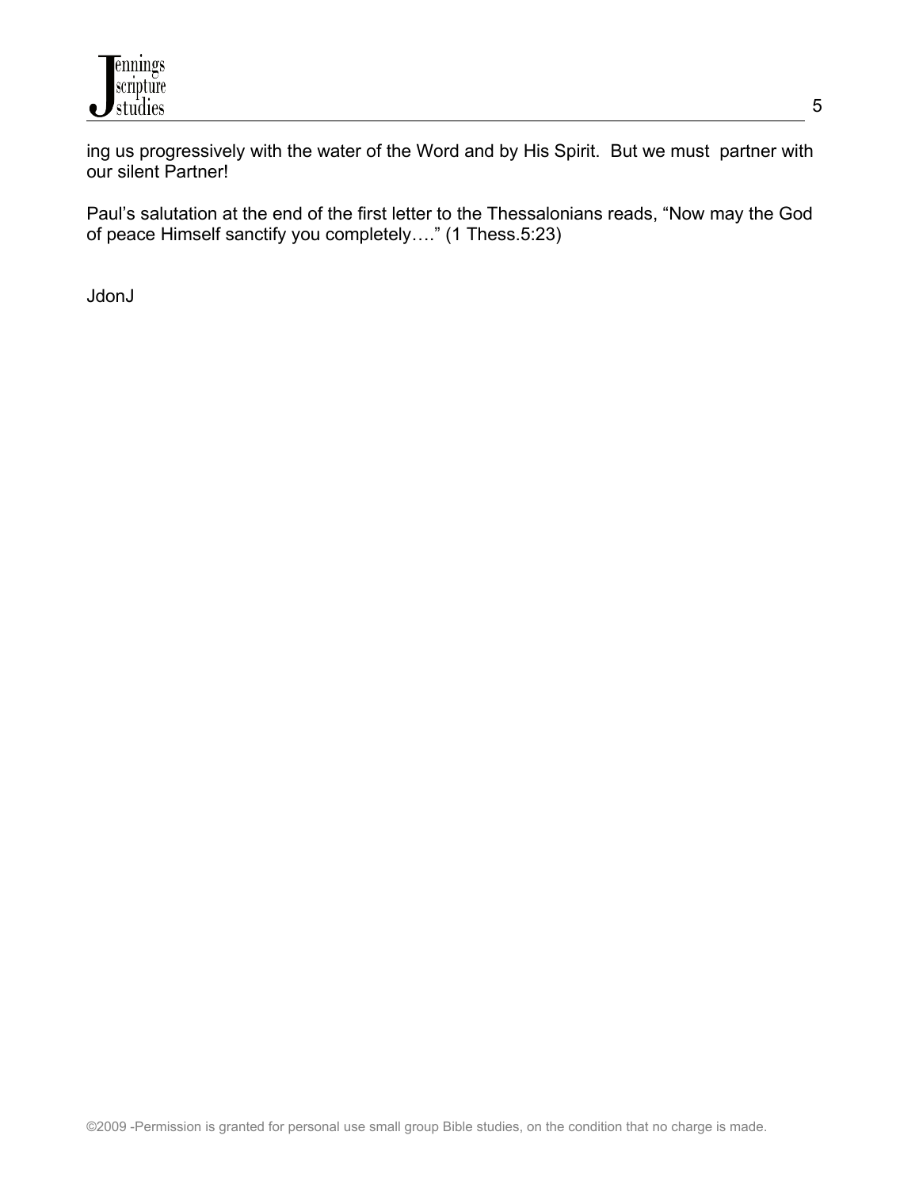ing us progressively with the water of the Word and by His Spirit. But we must partner with our silent Partner!

Paul's salutation at the end of the first letter to the Thessalonians reads, "Now may the God of peace Himself sanctify you completely…." (1 Thess.5:23)

JdonJ